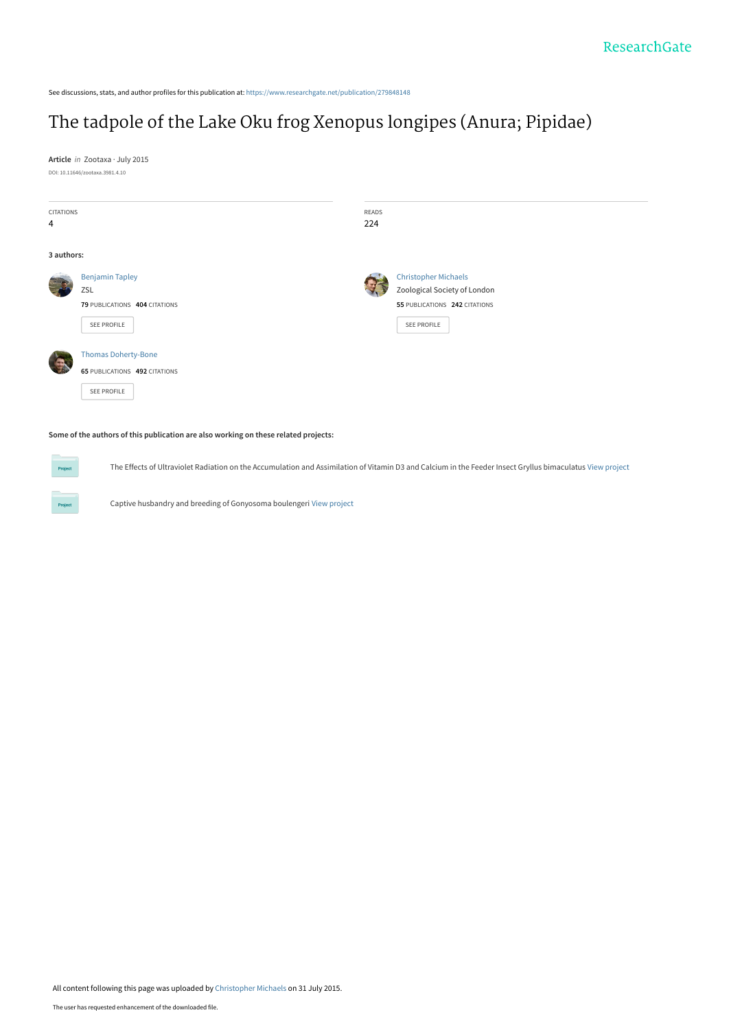See discussions, stats, and author profiles for this publication at: https://www.researchgate.net/publication/279848148

# The tadpole of the Lake Oku frog Xenopus longipes (Anura; Pipidae)

**Article** *in* Zootaxa · July 2015

DOI: 10.11646/zootaxa.3981.4.10

| CITATIONS | READS |
|---|---|
| 4 | 224 |

**3 authors:**

**Benjamin Tapley**
ZSL
**79** PUBLICATIONS **404** CITATIONS
SEE PROFILE

**Christopher Michaels**
Zoological Society of London
**55** PUBLICATIONS **242** CITATIONS
SEE PROFILE

**Thomas Doherty-Bone**
**65** PUBLICATIONS **492** CITATIONS
SEE PROFILE

**Some of the authors of this publication are also working on these related projects:**

- The Effects of Ultraviolet Radiation on the Accumulation and Assimilation of Vitamin D3 and Calcium in the Feeder Insect Gryllus bimaculatus View project
- Captive husbandry and breeding of Gonyosoma boulengeri View project

All content following this page was uploaded by Christopher Michaels on 31 July 2015.

The user has requested enhancement of the downloaded file.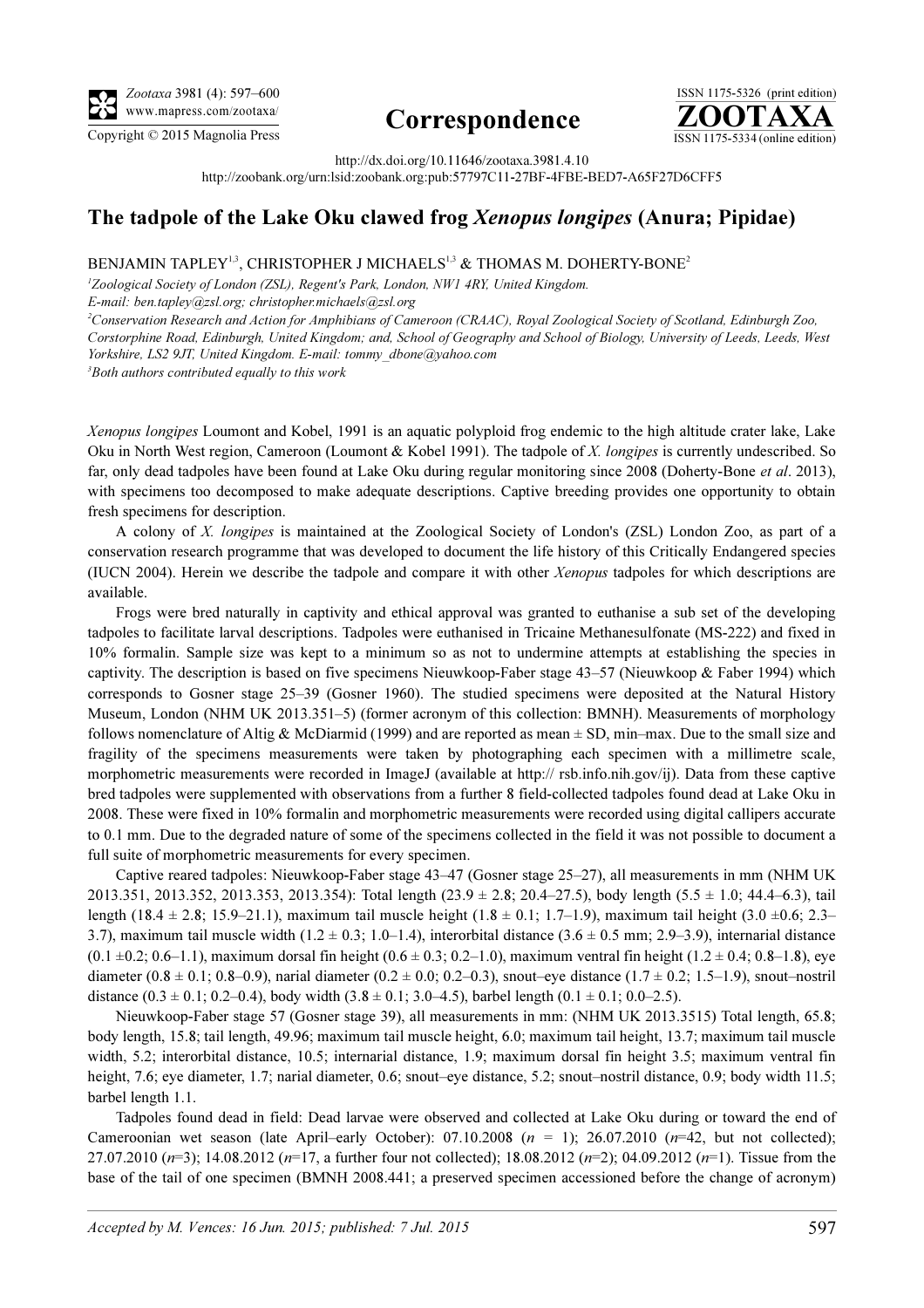Zootaxa 3981 (4): 597–600
www.mapress.com/zootaxa/
Copyright © 2015 Magnolia Press

# Correspondence

ISSN 1175-5326 (print edition)
ZOOTAXA
ISSN 1175-5334 (online edition)

http://dx.doi.org/10.11646/zootaxa.3981.4.10
http://zoobank.org/urn:lsid:zoobank.org:pub:57797C11-27BF-4FBE-BED7-A65F27D6CFF5

## The tadpole of the Lake Oku clawed frog *Xenopus longipes* (Anura; Pipidae)

BENJAMIN TAPLEY[1,3], CHRISTOPHER J MICHAELS[1,3] & THOMAS M. DOHERTY-BONE[2]

[1]Zoological Society of London (ZSL), Regent's Park, London, NW1 4RY, United Kingdom.
E-mail: ben.tapley@zsl.org; christopher.michaels@zsl.org

[2]Conservation Research and Action for Amphibians of Cameroon (CRAAC), Royal Zoological Society of Scotland, Edinburgh Zoo, Corstorphine Road, Edinburgh, United Kingdom; and, School of Geography and School of Biology, University of Leeds, Leeds, West Yorkshire, LS2 9JT, United Kingdom. E-mail: tommy_dbone@yahoo.com

[3]Both authors contributed equally to this work

*Xenopus longipes* Loumont and Kobel, 1991 is an aquatic polyploid frog endemic to the high altitude crater lake, Lake Oku in North West region, Cameroon (Loumont & Kobel 1991). The tadpole of *X. longipes* is currently undescribed. So far, only dead tadpoles have been found at Lake Oku during regular monitoring since 2008 (Doherty-Bone *et al*. 2013), with specimens too decomposed to make adequate descriptions. Captive breeding provides one opportunity to obtain fresh specimens for description.

A colony of *X. longipes* is maintained at the Zoological Society of London's (ZSL) London Zoo, as part of a conservation research programme that was developed to document the life history of this Critically Endangered species (IUCN 2004). Herein we describe the tadpole and compare it with other *Xenopus* tadpoles for which descriptions are available.

Frogs were bred naturally in captivity and ethical approval was granted to euthanise a sub set of the developing tadpoles to facilitate larval descriptions. Tadpoles were euthanised in Tricaine Methanesulfonate (MS-222) and fixed in 10% formalin. Sample size was kept to a minimum so as not to undermine attempts at establishing the species in captivity. The description is based on five specimens Nieuwkoop-Faber stage 43–57 (Nieuwkoop & Faber 1994) which corresponds to Gosner stage 25–39 (Gosner 1960). The studied specimens were deposited at the Natural History Museum, London (NHM UK 2013.351–5) (former acronym of this collection: BMNH). Measurements of morphology follows nomenclature of Altig & McDiarmid (1999) and are reported as mean ± SD, min–max. Due to the small size and fragility of the specimens measurements were taken by photographing each specimen with a millimetre scale, morphometric measurements were recorded in ImageJ (available at http:// rsb.info.nih.gov/ij). Data from these captive bred tadpoles were supplemented with observations from a further 8 field-collected tadpoles found dead at Lake Oku in 2008. These were fixed in 10% formalin and morphometric measurements were recorded using digital callipers accurate to 0.1 mm. Due to the degraded nature of some of the specimens collected in the field it was not possible to document a full suite of morphometric measurements for every specimen.

Captive reared tadpoles: Nieuwkoop-Faber stage 43–47 (Gosner stage 25–27), all measurements in mm (NHM UK 2013.351, 2013.352, 2013.353, 2013.354): Total length (23.9 ± 2.8; 20.4–27.5), body length (5.5 ± 1.0; 44.4–6.3), tail length (18.4 ± 2.8; 15.9–21.1), maximum tail muscle height (1.8 ± 0.1; 1.7–1.9), maximum tail height (3.0 ±0.6; 2.3–3.7), maximum tail muscle width (1.2 ± 0.3; 1.0–1.4), interorbital distance (3.6 ± 0.5 mm; 2.9–3.9), internarial distance (0.1 ±0.2; 0.6–1.1), maximum dorsal fin height (0.6 ± 0.3; 0.2–1.0), maximum ventral fin height (1.2 ± 0.4; 0.8–1.8), eye diameter (0.8 ± 0.1; 0.8–0.9), narial diameter (0.2 ± 0.0; 0.2–0.3), snout–eye distance (1.7 ± 0.2; 1.5–1.9), snout–nostril distance (0.3 ± 0.1; 0.2–0.4), body width (3.8 ± 0.1; 3.0–4.5), barbel length (0.1 ± 0.1; 0.0–2.5).

Nieuwkoop-Faber stage 57 (Gosner stage 39), all measurements in mm: (NHM UK 2013.3515) Total length, 65.8; body length, 15.8; tail length, 49.96; maximum tail muscle height, 6.0; maximum tail height, 13.7; maximum tail muscle width, 5.2; interorbital distance, 10.5; internarial distance, 1.9; maximum dorsal fin height 3.5; maximum ventral fin height, 7.6; eye diameter, 1.7; narial diameter, 0.6; snout–eye distance, 5.2; snout–nostril distance, 0.9; body width 11.5; barbel length 1.1.

Tadpoles found dead in field: Dead larvae were observed and collected at Lake Oku during or toward the end of Cameroonian wet season (late April–early October): 07.10.2008 (*n* = 1); 26.07.2010 (*n*=42, but not collected); 27.07.2010 (*n*=3); 14.08.2012 (*n*=17, a further four not collected); 18.08.2012 (*n*=2); 04.09.2012 (*n*=1). Tissue from the base of the tail of one specimen (BMNH 2008.441; a preserved specimen accessioned before the change of acronym)

Accepted by M. Vences: 16 Jun. 2015; published: 7 Jul. 2015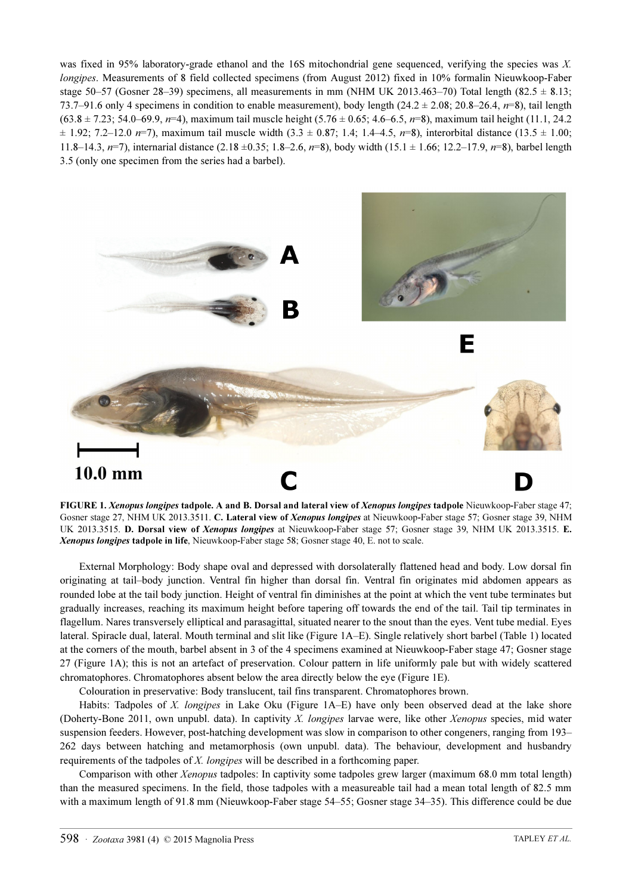was fixed in 95% laboratory-grade ethanol and the 16S mitochondrial gene sequenced, verifying the species was *X. longipes*. Measurements of 8 field collected specimens (from August 2012) fixed in 10% formalin Nieuwkoop-Faber stage 50–57 (Gosner 28–39) specimens, all measurements in mm (NHM UK 2013.463–70) Total length (82.5 ± 8.13; 73.7–91.6 only 4 specimens in condition to enable measurement), body length (24.2 ± 2.08; 20.8–26.4, *n*=8), tail length (63.8 ± 7.23; 54.0–69.9, *n*=4), maximum tail muscle height (5.76 ± 0.65; 4.6–6.5, *n*=8), maximum tail height (11.1, 24.2 ± 1.92; 7.2–12.0 *n*=7), maximum tail muscle width (3.3 ± 0.87; 1.4; 1.4–4.5, *n*=8), interorbital distance (13.5 ± 1.00; 11.8–14.3, *n*=7), internarial distance (2.18 ±0.35; 1.8–2.6, *n*=8), body width (15.1 ± 1.66; 12.2–17.9, *n*=8), barbel length 3.5 (only one specimen from the series had a barbel).

**FIGURE 1. *Xenopus longipes* tadpole. A and B. Dorsal and lateral view of *Xenopus longipes* tadpole** Nieuwkoop-Faber stage 47; Gosner stage 27, NHM UK 2013.3511. **C. Lateral view of *Xenopus longipes*** at Nieuwkoop-Faber stage 57; Gosner stage 39, NHM UK 2013.3515. **D. Dorsal view of *Xenopus longipes*** at Nieuwkoop-Faber stage 57; Gosner stage 39, NHM UK 2013.3515. **E. *Xenopus longipes* tadpole in life**, Nieuwkoop-Faber stage 58; Gosner stage 40, E. not to scale.

External Morphology: Body shape oval and depressed with dorsolaterally flattened head and body. Low dorsal fin originating at tail–body junction. Ventral fin higher than dorsal fin. Ventral fin originates mid abdomen appears as rounded lobe at the tail body junction. Height of ventral fin diminishes at the point at which the vent tube terminates but gradually increases, reaching its maximum height before tapering off towards the end of the tail. Tail tip terminates in flagellum. Nares transversely elliptical and parasagittal, situated nearer to the snout than the eyes. Vent tube medial. Eyes lateral. Spiracle dual, lateral. Mouth terminal and slit like (Figure 1A–E). Single relatively short barbel (Table 1) located at the corners of the mouth, barbel absent in 3 of the 4 specimens examined at Nieuwkoop-Faber stage 47; Gosner stage 27 (Figure 1A); this is not an artefact of preservation. Colour pattern in life uniformly pale but with widely scattered chromatophores. Chromatophores absent below the area directly below the eye (Figure 1E).

Colouration in preservative: Body translucent, tail fins transparent. Chromatophores brown.

Habits: Tadpoles of *X. longipes* in Lake Oku (Figure 1A–E) have only been observed dead at the lake shore (Doherty-Bone 2011, own unpubl. data). In captivity *X. longipes* larvae were, like other *Xenopus* species, mid water suspension feeders. However, post-hatching development was slow in comparison to other congeners, ranging from 193–262 days between hatching and metamorphosis (own unpubl. data). The behaviour, development and husbandry requirements of the tadpoles of *X. longipes* will be described in a forthcoming paper.

Comparison with other *Xenopus* tadpoles: In captivity some tadpoles grew larger (maximum 68.0 mm total length) than the measured specimens. In the field, those tadpoles with a measureable tail had a mean total length of 82.5 mm with a maximum length of 91.8 mm (Nieuwkoop-Faber stage 54–55; Gosner stage 34–35). This difference could be due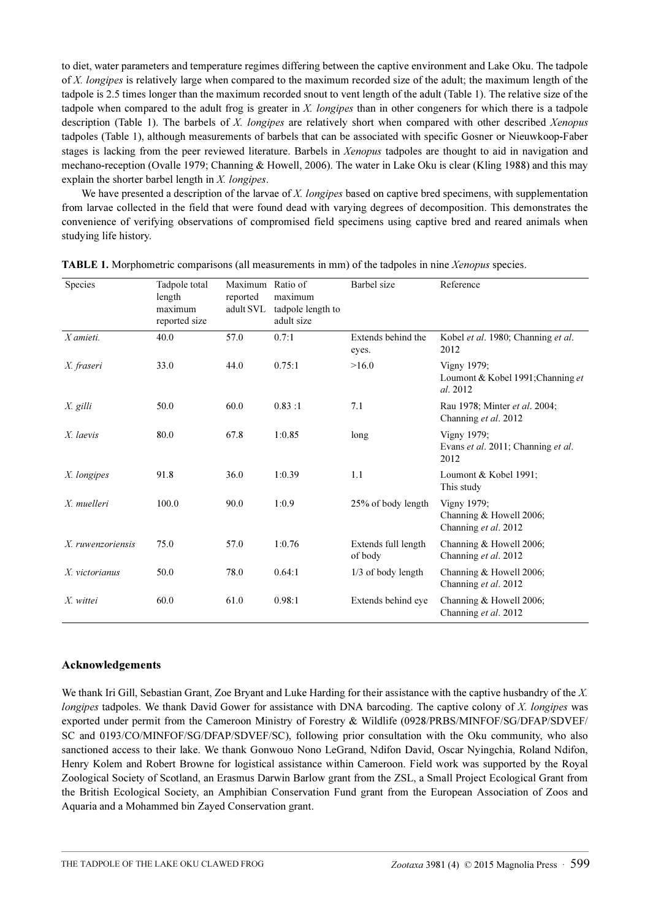to diet, water parameters and temperature regimes differing between the captive environment and Lake Oku. The tadpole of *X. longipes* is relatively large when compared to the maximum recorded size of the adult; the maximum length of the tadpole is 2.5 times longer than the maximum recorded snout to vent length of the adult (Table 1). The relative size of the tadpole when compared to the adult frog is greater in *X. longipes* than in other congeners for which there is a tadpole description (Table 1). The barbels of *X. longipes* are relatively short when compared with other described *Xenopus* tadpoles (Table 1), although measurements of barbels that can be associated with specific Gosner or Nieuwkoop-Faber stages is lacking from the peer reviewed literature. Barbels in *Xenopus* tadpoles are thought to aid in navigation and mechano-reception (Ovalle 1979; Channing & Howell, 2006). The water in Lake Oku is clear (Kling 1988) and this may explain the shorter barbel length in *X. longipes*.

We have presented a description of the larvae of *X. longipes* based on captive bred specimens, with supplementation from larvae collected in the field that were found dead with varying degrees of decomposition. This demonstrates the convenience of verifying observations of compromised field specimens using captive bred and reared animals when studying life history.

**TABLE 1.** Morphometric comparisons (all measurements in mm) of the tadpoles in nine *Xenopus* species.

| Species | Tadpole total length maximum reported size | Maximum reported adult SVL | Ratio of maximum tadpole length to adult size | Barbel size | Reference |
|---|---|---|---|---|---|
| *X amieti.* | 40.0 | 57.0 | 0.7:1 | Extends behind the eyes. | Kobel *et al*. 1980; Channing *et al*. 2012 |
| *X. fraseri* | 33.0 | 44.0 | 0.75:1 | >16.0 | Vigny 1979; Loumont & Kobel 1991;Channing *et al*. 2012 |
| *X. gilli* | 50.0 | 60.0 | 0.83 :1 | 7.1 | Rau 1978; Minter *et al*. 2004; Channing *et al*. 2012 |
| *X. laevis* | 80.0 | 67.8 | 1:0.85 | long | Vigny 1979; Evans *et al*. 2011; Channing *et al*. 2012 |
| *X. longipes* | 91.8 | 36.0 | 1:0.39 | 1.1 | Loumont & Kobel 1991; This study |
| *X. muelleri* | 100.0 | 90.0 | 1:0.9 | 25% of body length | Vigny 1979; Channing & Howell 2006; Channing *et al*. 2012 |
| *X. ruwenzoriensis* | 75.0 | 57.0 | 1:0.76 | Extends full length of body | Channing & Howell 2006; Channing *et al*. 2012 |
| *X. victorianus* | 50.0 | 78.0 | 0.64:1 | 1/3 of body length | Channing & Howell 2006; Channing *et al*. 2012 |
| *X. wittei* | 60.0 | 61.0 | 0.98:1 | Extends behind eye | Channing & Howell 2006; Channing *et al*. 2012 |

## Acknowledgements

We thank Iri Gill, Sebastian Grant, Zoe Bryant and Luke Harding for their assistance with the captive husbandry of the *X. longipes* tadpoles. We thank David Gower for assistance with DNA barcoding. The captive colony of *X. longipes* was exported under permit from the Cameroon Ministry of Forestry & Wildlife (0928/PRBS/MINFOF/SG/DFAP/SDVEF/SC and 0193/CO/MINFOF/SG/DFAP/SDVEF/SC), following prior consultation with the Oku community, who also sanctioned access to their lake. We thank Gonwouo Nono LeGrand, Ndifon David, Oscar Nyingchia, Roland Ndifon, Henry Kolem and Robert Browne for logistical assistance within Cameroon. Field work was supported by the Royal Zoological Society of Scotland, an Erasmus Darwin Barlow grant from the ZSL, a Small Project Ecological Grant from the British Ecological Society, an Amphibian Conservation Fund grant from the European Association of Zoos and Aquaria and a Mohammed bin Zayed Conservation grant.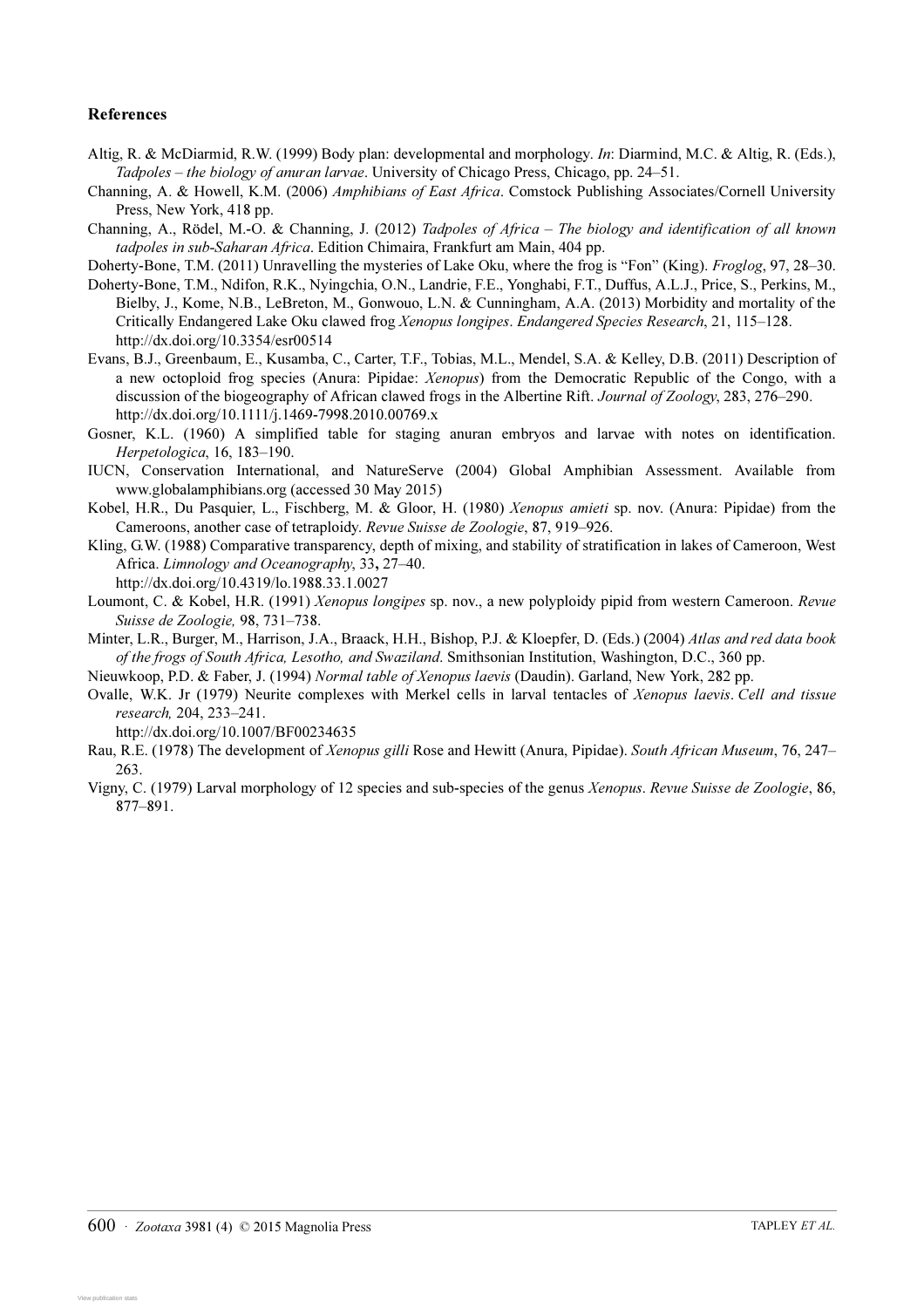### References

Altig, R. & McDiarmid, R.W. (1999) Body plan: developmental and morphology. *In*: Diarmind, M.C. & Altig, R. (Eds.), *Tadpoles – the biology of anuran larvae*. University of Chicago Press, Chicago, pp. 24–51.

Channing, A. & Howell, K.M. (2006) *Amphibians of East Africa*. Comstock Publishing Associates/Cornell University Press, New York, 418 pp.

Channing, A., Rödel, M.-O. & Channing, J. (2012) *Tadpoles of Africa – The biology and identification of all known tadpoles in sub-Saharan Africa*. Edition Chimaira, Frankfurt am Main, 404 pp.

Doherty-Bone, T.M. (2011) Unravelling the mysteries of Lake Oku, where the frog is "Fon" (King). *Froglog*, 97, 28–30.

Doherty-Bone, T.M., Ndifon, R.K., Nyingchia, O.N., Landrie, F.E., Yonghabi, F.T., Duffus, A.L.J., Price, S., Perkins, M., Bielby, J., Kome, N.B., LeBreton, M., Gonwouo, L.N. & Cunningham, A.A. (2013) Morbidity and mortality of the Critically Endangered Lake Oku clawed frog *Xenopus longipes*. *Endangered Species Research*, 21, 115–128. http://dx.doi.org/10.3354/esr00514

Evans, B.J., Greenbaum, E., Kusamba, C., Carter, T.F., Tobias, M.L., Mendel, S.A. & Kelley, D.B. (2011) Description of a new octoploid frog species (Anura: Pipidae: *Xenopus*) from the Democratic Republic of the Congo, with a discussion of the biogeography of African clawed frogs in the Albertine Rift. *Journal of Zoology*, 283, 276–290. http://dx.doi.org/10.1111/j.1469-7998.2010.00769.x

Gosner, K.L. (1960) A simplified table for staging anuran embryos and larvae with notes on identification. *Herpetologica*, 16, 183–190.

IUCN, Conservation International, and NatureServe (2004) Global Amphibian Assessment. Available from www.globalamphibians.org (accessed 30 May 2015)

Kobel, H.R., Du Pasquier, L., Fischberg, M. & Gloor, H. (1980) *Xenopus amieti* sp. nov. (Anura: Pipidae) from the Cameroons, another case of tetraploidy. *Revue Suisse de Zoologie*, 87, 919–926.

Kling, G.W. (1988) Comparative transparency, depth of mixing, and stability of stratification in lakes of Cameroon, West Africa. *Limnology and Oceanography*, 33, 27–40. http://dx.doi.org/10.4319/lo.1988.33.1.0027

Loumont, C. & Kobel, H.R. (1991) *Xenopus longipes* sp. nov., a new polyploidy pipid from western Cameroon. *Revue Suisse de Zoologie,* 98, 731–738.

Minter, L.R., Burger, M., Harrison, J.A., Braack, H.H., Bishop, P.J. & Kloepfer, D. (Eds.) (2004) *Atlas and red data book of the frogs of South Africa, Lesotho, and Swaziland*. Smithsonian Institution, Washington, D.C., 360 pp.

Nieuwkoop, P.D. & Faber, J. (1994) *Normal table of Xenopus laevis* (Daudin). Garland, New York, 282 pp.

Ovalle, W.K. Jr (1979) Neurite complexes with Merkel cells in larval tentacles of *Xenopus laevis*. *Cell and tissue research,* 204, 233–241. http://dx.doi.org/10.1007/BF00234635

Rau, R.E. (1978) The development of *Xenopus gilli* Rose and Hewitt (Anura, Pipidae). *South African Museum*, 76, 247–263.

Vigny, C. (1979) Larval morphology of 12 species and sub-species of the genus *Xenopus*. *Revue Suisse de Zoologie*, 86, 877–891.